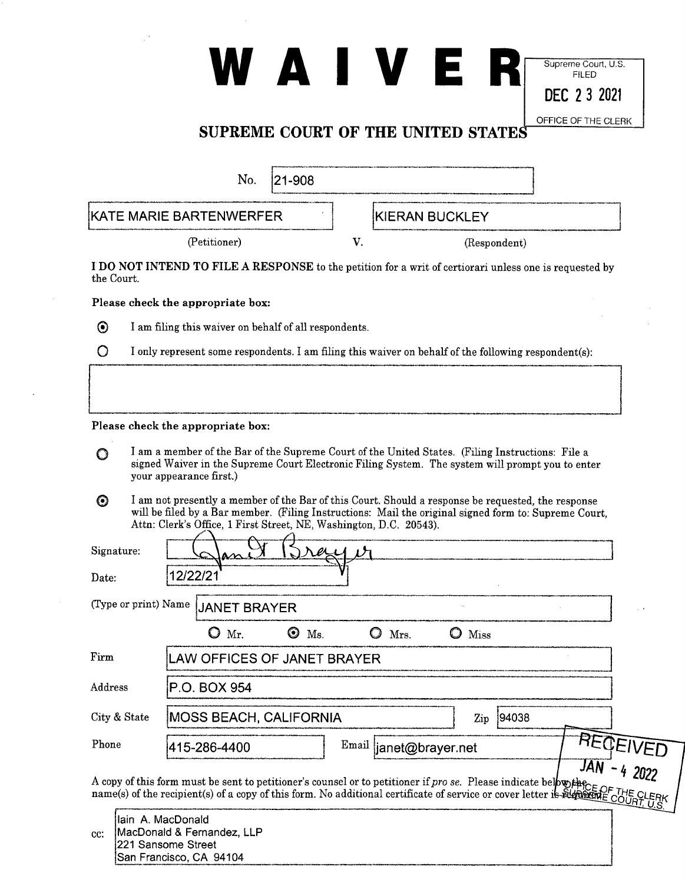# WAIVER

Supreme Court, U.S.
FILED
DEC 23 2021
OFFICE OF THE CLERK

## SUPREME COURT OF THE UNITED STATES

No. 21-908

KATE MARIE BARTENWERFER (Petitioner) v. KIERAN BUCKLEY (Respondent)

**I DO NOT INTEND TO FILE A RESPONSE** to the petition for a writ of certiorari unless one is requested by the Court.

**Please check the appropriate box:**

- ◉ I am filing this waiver on behalf of all respondents.
- ○ I only represent some respondents. I am filing this waiver on behalf of the following respondent(s):

**Please check the appropriate box:**

- ○ I am a member of the Bar of the Supreme Court of the United States. (Filing Instructions: File a signed Waiver in the Supreme Court Electronic Filing System. The system will prompt you to enter your appearance first.)
- ◉ I am not presently a member of the Bar of this Court. Should a response be requested, the response will be filed by a Bar member. (Filing Instructions: Mail the original signed form to: Supreme Court, Attn: Clerk's Office, 1 First Street, NE, Washington, D.C. 20543).

Signature: Janet Brayer

Date: 12/22/21

(Type or print) Name: JANET BRAYER

○ Mr. ◉ Ms. ○ Mrs. ○ Miss

Firm: LAW OFFICES OF JANET BRAYER

Address: P.O. BOX 954

City & State: MOSS BEACH, CALIFORNIA Zip: 94038

Phone: 415-286-4400 Email: janet@brayer.net

RECEIVED
JAN - 4 2022
OFFICE OF THE CLERK
SUPREME COURT, U.S.

A copy of this form must be sent to petitioner's counsel or to petitioner if *pro se*. Please indicate below the name(s) of the recipient(s) of a copy of this form. No additional certificate of service or cover letter is required.

cc: Iain A. MacDonald
MacDonald & Fernandez, LLP
221 Sansome Street
San Francisco, CA 94104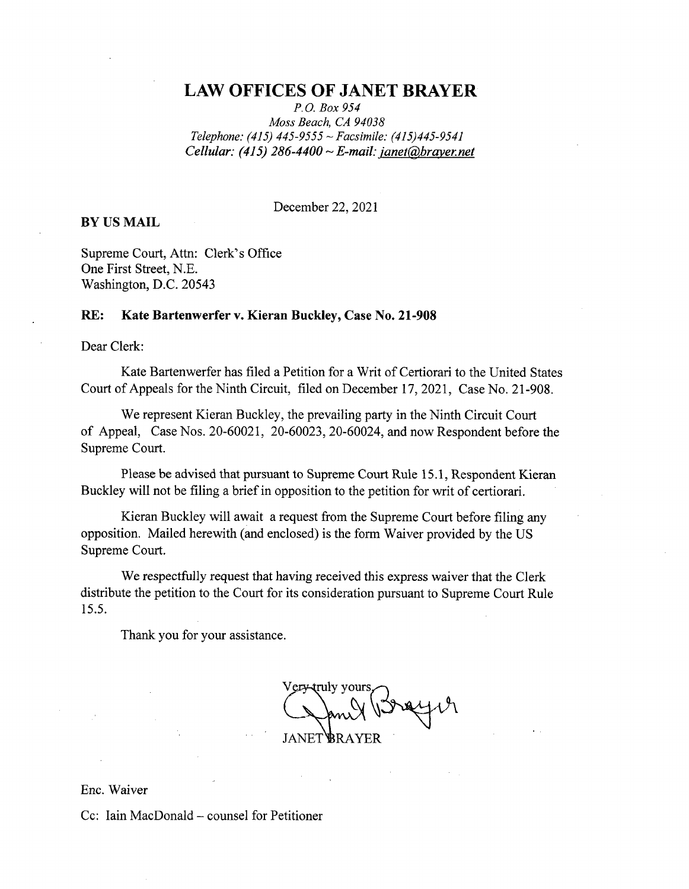# LAW OFFICES OF JANET BRAYER

*P.O. Box 954*
*Moss Beach, CA 94038*
*Telephone: (415) 445-9555 ~ Facsimile: (415)445-9541*
*Cellular: (415) 286-4400 ~ E-mail: janet@brayer.net*

December 22, 2021

**BY US MAIL**

Supreme Court, Attn: Clerk's Office
One First Street, N.E.
Washington, D.C. 20543

**RE: Kate Bartenwerfer v. Kieran Buckley, Case No. 21-908**

Dear Clerk:

Kate Bartenwerfer has filed a Petition for a Writ of Certiorari to the United States Court of Appeals for the Ninth Circuit, filed on December 17, 2021, Case No. 21-908.

We represent Kieran Buckley, the prevailing party in the Ninth Circuit Court of Appeal, Case Nos. 20-60021, 20-60023, 20-60024, and now Respondent before the Supreme Court.

Please be advised that pursuant to Supreme Court Rule 15.1, Respondent Kieran Buckley will not be filing a brief in opposition to the petition for writ of certiorari.

Kieran Buckley will await a request from the Supreme Court before filing any opposition. Mailed herewith (and enclosed) is the form Waiver provided by the US Supreme Court.

We respectfully request that having received this express waiver that the Clerk distribute the petition to the Court for its consideration pursuant to Supreme Court Rule 15.5.

Thank you for your assistance.

Very truly yours,

JANET BRAYER

Enc. Waiver

Cc: Iain MacDonald – counsel for Petitioner